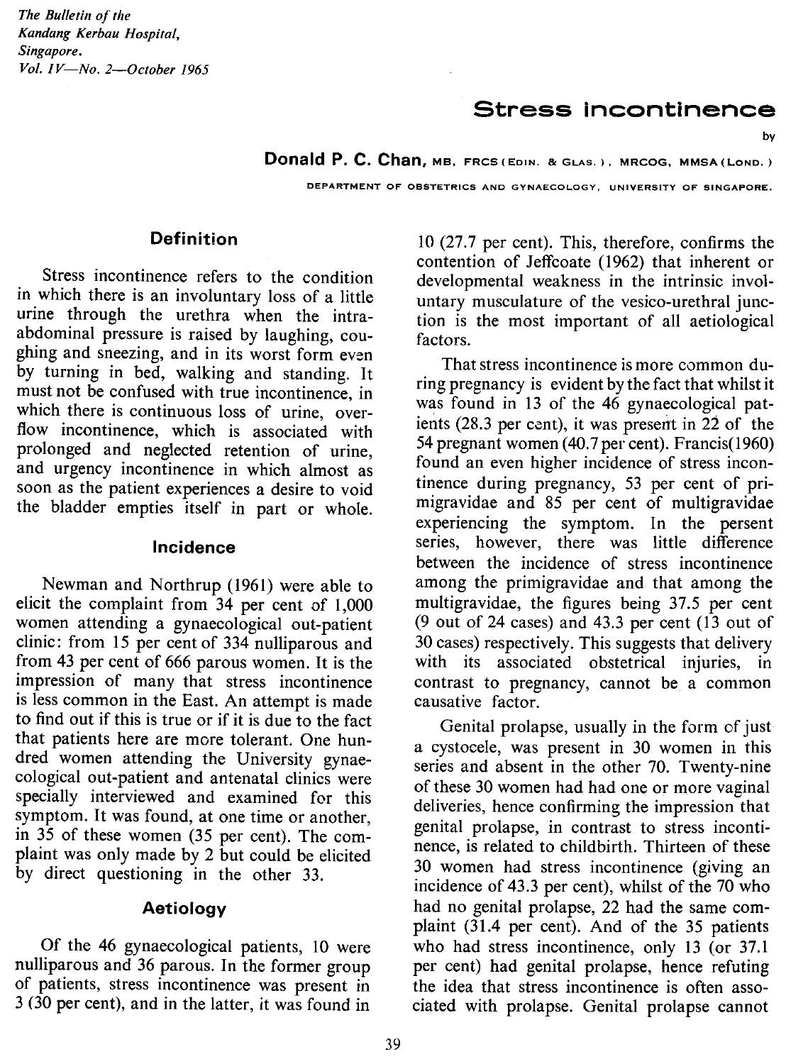# Stress incontinence

by

**Donald P. C. Chan**, MB, FRCS (EDIN. & GLAS.), MRCOG, MMSA (LOND.)

DEPARTMENT OF OBSTETRICS AND GYNAECOLOGY, UNIVERSITY OF SINGAPORE.

## Definition

Stress incontinence refers to the condition in which there is an involuntary loss of a little urine through the urethra when the intra-abdominal pressure is raised by laughing, coughing and sneezing, and in its worst form even by turning in bed, walking and standing. It must not be confused with true incontinence, in which there is continuous loss of urine, overflow incontinence, which is associated with prolonged and neglected retention of urine, and urgency incontinence in which almost as soon as the patient experiences a desire to void the bladder empties itself in part or whole.

## Incidence

Newman and Northrup (1961) were able to elicit the complaint from 34 per cent of 1,000 women attending a gynaecological out-patient clinic: from 15 per cent of 334 nulliparous and from 43 per cent of 666 parous women. It is the impression of many that stress incontinence is less common in the East. An attempt is made to find out if this is true or if it is due to the fact that patients here are more tolerant. One hundred women attending the University gynaecological out-patient and antenatal clinics were specially interviewed and examined for this symptom. It was found, at one time or another, in 35 of these women (35 per cent). The complaint was only made by 2 but could be elicited by direct questioning in the other 33.

## Aetiology

Of the 46 gynaecological patients, 10 were nulliparous and 36 parous. In the former group of patients, stress incontinence was present in 3 (30 per cent), and in the latter, it was found in 10 (27.7 per cent). This, therefore, confirms the contention of Jeffcoate (1962) that inherent or developmental weakness in the intrinsic involuntary musculature of the vesico-urethral junction is the most important of all aetiological factors.

That stress incontinence is more common during pregnancy is evident by the fact that whilst it was found in 13 of the 46 gynaecological patients (28.3 per cent), it was present in 22 of the 54 pregnant women (40.7 per cent). Francis(1960) found an even higher incidence of stress incontinence during pregnancy, 53 per cent of primigravidae and 85 per cent of multigravidae experiencing the symptom. In the persent series, however, there was little difference between the incidence of stress incontinence among the primigravidae and that among the multigravidae, the figures being 37.5 per cent (9 out of 24 cases) and 43.3 per cent (13 out of 30 cases) respectively. This suggests that delivery with its associated obstetrical injuries, in contrast to pregnancy, cannot be a common causative factor.

Genital prolapse, usually in the form of just a cystocele, was present in 30 women in this series and absent in the other 70. Twenty-nine of these 30 women had had one or more vaginal deliveries, hence confirming the impression that genital prolapse, in contrast to stress incontinence, is related to childbirth. Thirteen of these 30 women had stress incontinence (giving an incidence of 43.3 per cent), whilst of the 70 who had no genital prolapse, 22 had the same complaint (31.4 per cent). And of the 35 patients who had stress incontinence, only 13 (or 37.1 per cent) had genital prolapse, hence refuting the idea that stress incontinence is often associated with prolapse. Genital prolapse cannot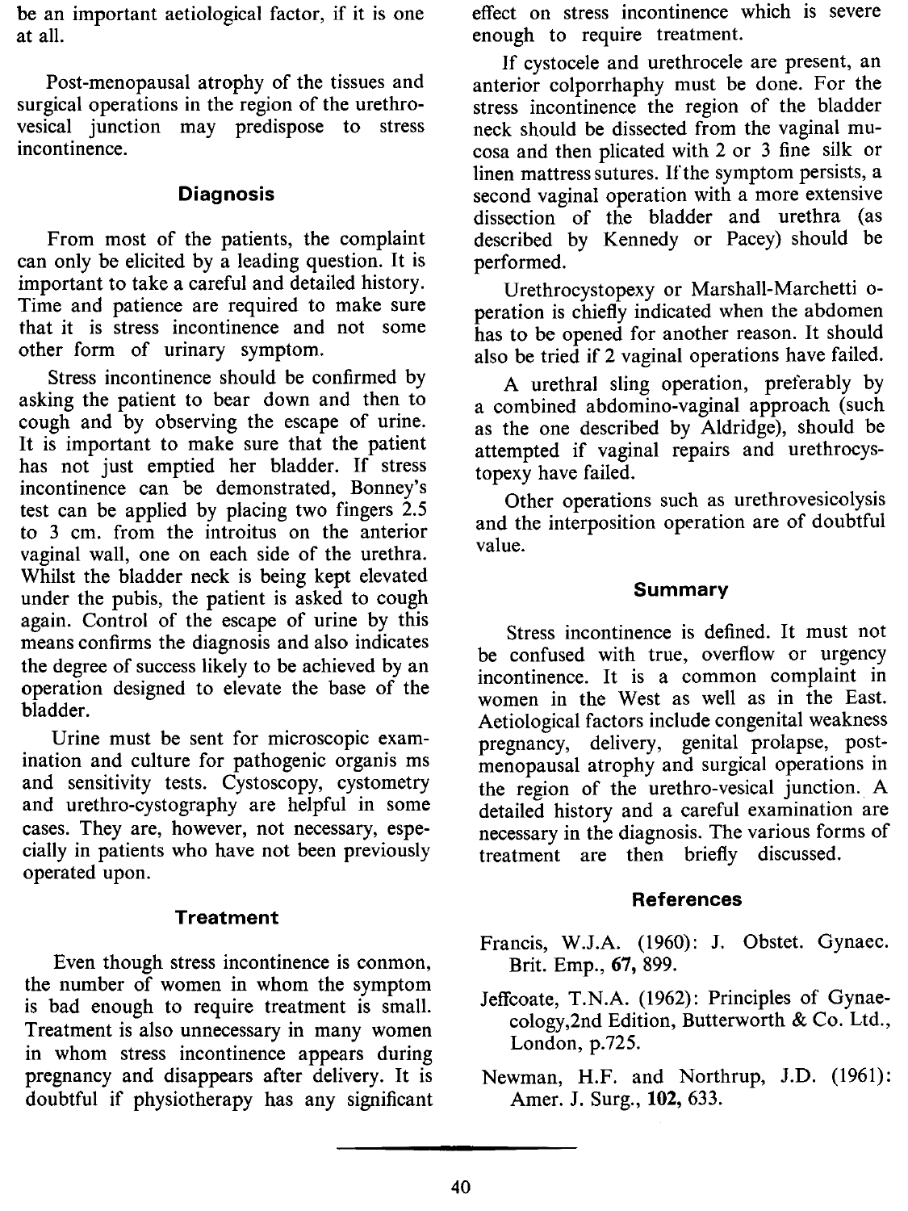be an important aetiological factor, if it is one at all.

Post-menopausal atrophy of the tissues and surgical operations in the region of the urethro-vesical junction may predispose to stress incontinence.

## Diagnosis

From most of the patients, the complaint can only be elicited by a leading question. It is important to take a careful and detailed history. Time and patience are required to make sure that it is stress incontinence and not some other form of urinary symptom.

Stress incontinence should be confirmed by asking the patient to bear down and then to cough and by observing the escape of urine. It is important to make sure that the patient has not just emptied her bladder. If stress incontinence can be demonstrated, Bonney's test can be applied by placing two fingers 2.5 to 3 cm. from the introitus on the anterior vaginal wall, one on each side of the urethra. Whilst the bladder neck is being kept elevated under the pubis, the patient is asked to cough again. Control of the escape of urine by this means confirms the diagnosis and also indicates the degree of success likely to be achieved by an operation designed to elevate the base of the bladder.

Urine must be sent for microscopic examination and culture for pathogenic organis ms and sensitivity tests. Cystoscopy, cystometry and urethro-cystography are helpful in some cases. They are, however, not necessary, especially in patients who have not been previously operated upon.

## Treatment

Even though stress incontinence is conmon, the number of women in whom the symptom is bad enough to require treatment is small. Treatment is also unnecessary in many women in whom stress incontinence appears during pregnancy and disappears after delivery. It is doubtful if physiotherapy has any significant effect on stress incontinence which is severe enough to require treatment.

If cystocele and urethrocele are present, an anterior colporrhaphy must be done. For the stress incontinence the region of the bladder neck should be dissected from the vaginal mucosa and then plicated with 2 or 3 fine silk or linen mattress sutures. If the symptom persists, a second vaginal operation with a more extensive dissection of the bladder and urethra (as described by Kennedy or Pacey) should be performed.

Urethrocystopexy or Marshall-Marchetti operation is chiefly indicated when the abdomen has to be opened for another reason. It should also be tried if 2 vaginal operations have failed.

A urethral sling operation, preferably by a combined abdomino-vaginal approach (such as the one described by Aldridge), should be attempted if vaginal repairs and urethrocystopexy have failed.

Other operations such as urethrovesicolysis and the interposition operation are of doubtful value.

## Summary

Stress incontinence is defined. It must not be confused with true, overflow or urgency incontinence. It is a common complaint in women in the West as well as in the East. Aetiological factors include congenital weakness pregnancy, delivery, genital prolapse, post-menopausal atrophy and surgical operations in the region of the urethro-vesical junction. A detailed history and a careful examination are necessary in the diagnosis. The various forms of treatment are then briefly discussed.

## References

Francis, W.J.A. (1960): J. Obstet. Gynaec. Brit. Emp., **67,** 899.

Jeffcoate, T.N.A. (1962): Principles of Gynaecology,2nd Edition, Butterworth & Co. Ltd., London, p.725.

Newman, H.F. and Northrup, J.D. (1961): Amer. J. Surg., **102,** 633.